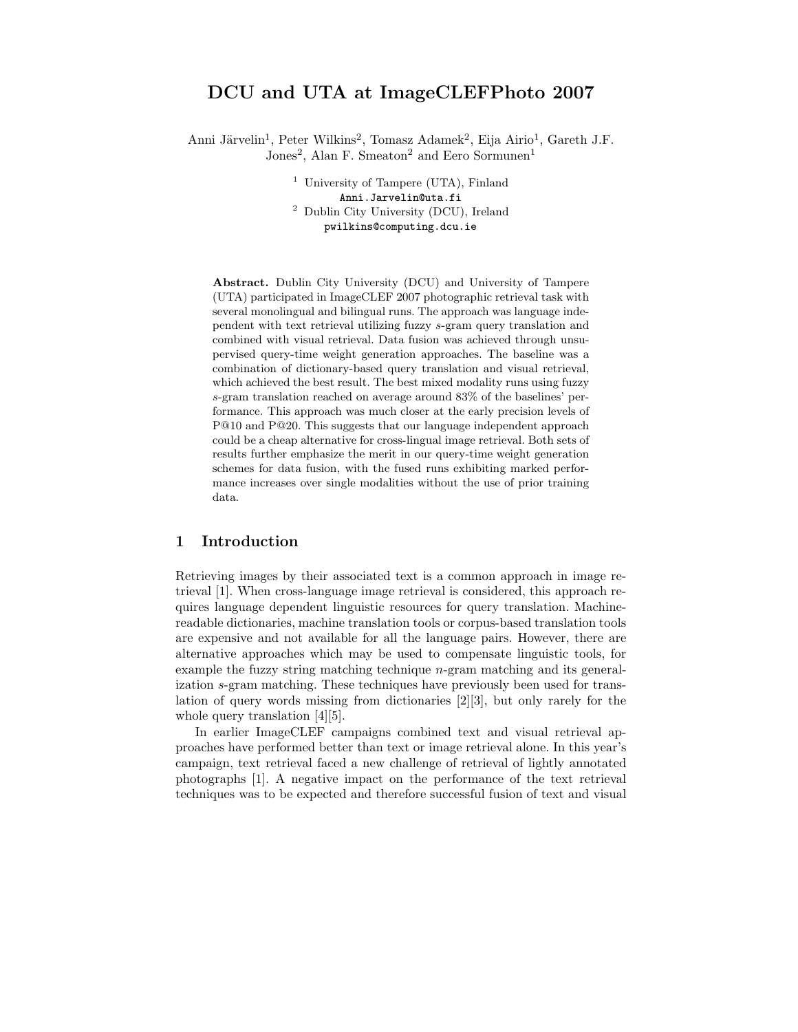# DCU and UTA at ImageCLEFPhoto 2007

Anni Järvelin[1], Peter Wilkins[2], Tomasz Adamek[2], Eija Airio[1], Gareth J.F. Jones[2], Alan F. Smeaton[2] and Eero Sormunen[1]

[1] University of Tampere (UTA), Finland
Anni.Jarvelin@uta.fi
[2] Dublin City University (DCU), Ireland
pwilkins@computing.dcu.ie

**Abstract.** Dublin City University (DCU) and University of Tampere (UTA) participated in ImageCLEF 2007 photographic retrieval task with several monolingual and bilingual runs. The approach was language independent with text retrieval utilizing fuzzy *s*-gram query translation and combined with visual retrieval. Data fusion was achieved through unsupervised query-time weight generation approaches. The baseline was a combination of dictionary-based query translation and visual retrieval, which achieved the best result. The best mixed modality runs using fuzzy *s*-gram translation reached on average around 83% of the baselines' performance. This approach was much closer at the early precision levels of P@10 and P@20. This suggests that our language independent approach could be a cheap alternative for cross-lingual image retrieval. Both sets of results further emphasize the merit in our query-time weight generation schemes for data fusion, with the fused runs exhibiting marked performance increases over single modalities without the use of prior training data.

## 1 Introduction

Retrieving images by their associated text is a common approach in image retrieval [1]. When cross-language image retrieval is considered, this approach requires language dependent linguistic resources for query translation. Machine-readable dictionaries, machine translation tools or corpus-based translation tools are expensive and not available for all the language pairs. However, there are alternative approaches which may be used to compensate linguistic tools, for example the fuzzy string matching technique *n*-gram matching and its generalization *s*-gram matching. These techniques have previously been used for translation of query words missing from dictionaries [2][3], but only rarely for the whole query translation [4][5].

In earlier ImageCLEF campaigns combined text and visual retrieval approaches have performed better than text or image retrieval alone. In this year's campaign, text retrieval faced a new challenge of retrieval of lightly annotated photographs [1]. A negative impact on the performance of the text retrieval techniques was to be expected and therefore successful fusion of text and visual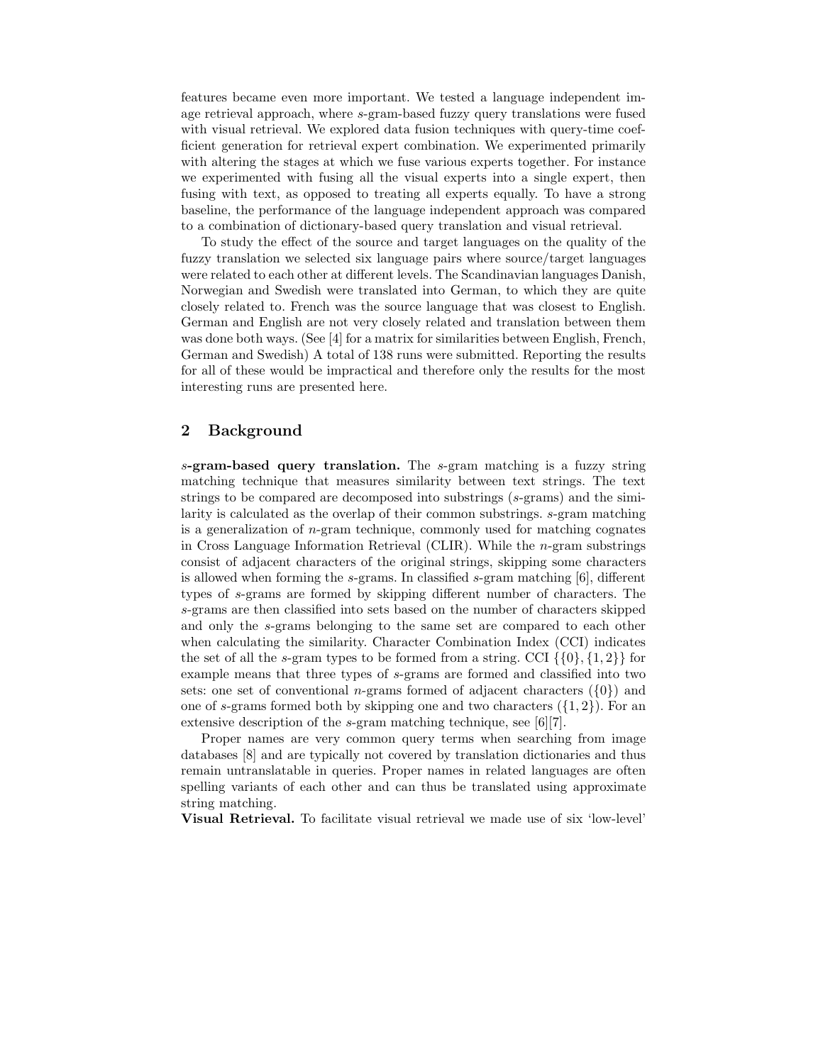features became even more important. We tested a language independent image retrieval approach, where *s*-gram-based fuzzy query translations were fused with visual retrieval. We explored data fusion techniques with query-time coefficient generation for retrieval expert combination. We experimented primarily with altering the stages at which we fuse various experts together. For instance we experimented with fusing all the visual experts into a single expert, then fusing with text, as opposed to treating all experts equally. To have a strong baseline, the performance of the language independent approach was compared to a combination of dictionary-based query translation and visual retrieval.

To study the effect of the source and target languages on the quality of the fuzzy translation we selected six language pairs where source/target languages were related to each other at different levels. The Scandinavian languages Danish, Norwegian and Swedish were translated into German, to which they are quite closely related to. French was the source language that was closest to English. German and English are not very closely related and translation between them was done both ways. (See [4] for a matrix for similarities between English, French, German and Swedish) A total of 138 runs were submitted. Reporting the results for all of these would be impractical and therefore only the results for the most interesting runs are presented here.

## 2 Background

***s*-gram-based query translation.** The *s*-gram matching is a fuzzy string matching technique that measures similarity between text strings. The text strings to be compared are decomposed into substrings (*s*-grams) and the similarity is calculated as the overlap of their common substrings. *s*-gram matching is a generalization of *n*-gram technique, commonly used for matching cognates in Cross Language Information Retrieval (CLIR). While the *n*-gram substrings consist of adjacent characters of the original strings, skipping some characters is allowed when forming the *s*-grams. In classified *s*-gram matching [6], different types of *s*-grams are formed by skipping different number of characters. The *s*-grams are then classified into sets based on the number of characters skipped and only the *s*-grams belonging to the same set are compared to each other when calculating the similarity. Character Combination Index (CCI) indicates the set of all the *s*-gram types to be formed from a string. CCI $\{\{0\},\{1,2\}\}$ for example means that three types of *s*-grams are formed and classified into two sets: one set of conventional *n*-grams formed of adjacent characters ($\{0\}$) and one of *s*-grams formed both by skipping one and two characters ($\{1,2\}$). For an extensive description of the *s*-gram matching technique, see [6][7].

Proper names are very common query terms when searching from image databases [8] and are typically not covered by translation dictionaries and thus remain untranslatable in queries. Proper names in related languages are often spelling variants of each other and can thus be translated using approximate string matching.

**Visual Retrieval.** To facilitate visual retrieval we made use of six 'low-level'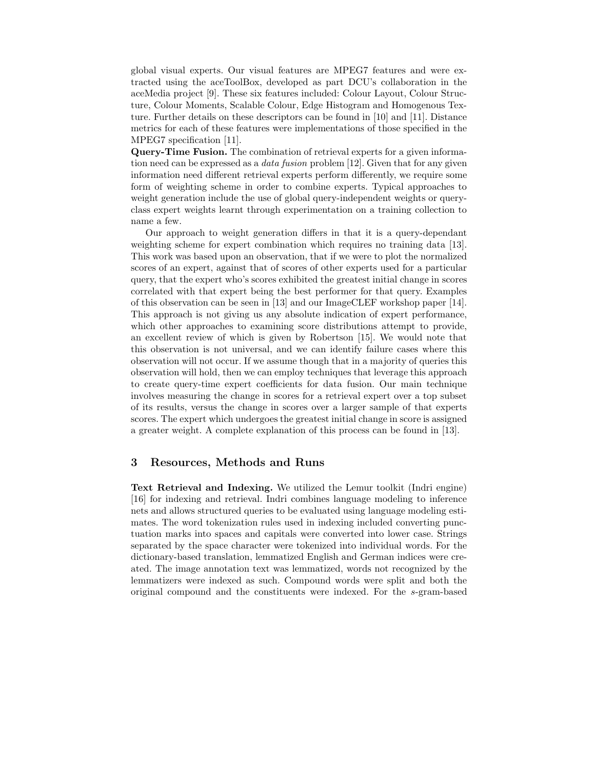global visual experts. Our visual features are MPEG7 features and were extracted using the aceToolBox, developed as part DCU's collaboration in the aceMedia project [9]. These six features included: Colour Layout, Colour Structure, Colour Moments, Scalable Colour, Edge Histogram and Homogenous Texture. Further details on these descriptors can be found in [10] and [11]. Distance metrics for each of these features were implementations of those specified in the MPEG7 specification [11].

**Query-Time Fusion.** The combination of retrieval experts for a given information need can be expressed as a *data fusion* problem [12]. Given that for any given information need different retrieval experts perform differently, we require some form of weighting scheme in order to combine experts. Typical approaches to weight generation include the use of global query-independent weights or query-class expert weights learnt through experimentation on a training collection to name a few.

Our approach to weight generation differs in that it is a query-dependant weighting scheme for expert combination which requires no training data [13]. This work was based upon an observation, that if we were to plot the normalized scores of an expert, against that of scores of other experts used for a particular query, that the expert who's scores exhibited the greatest initial change in scores correlated with that expert being the best performer for that query. Examples of this observation can be seen in [13] and our ImageCLEF workshop paper [14]. This approach is not giving us any absolute indication of expert performance, which other approaches to examining score distributions attempt to provide, an excellent review of which is given by Robertson [15]. We would note that this observation is not universal, and we can identify failure cases where this observation will not occur. If we assume though that in a majority of queries this observation will hold, then we can employ techniques that leverage this approach to create query-time expert coefficients for data fusion. Our main technique involves measuring the change in scores for a retrieval expert over a top subset of its results, versus the change in scores over a larger sample of that experts scores. The expert which undergoes the greatest initial change in score is assigned a greater weight. A complete explanation of this process can be found in [13].

## 3 Resources, Methods and Runs

**Text Retrieval and Indexing.** We utilized the Lemur toolkit (Indri engine) [16] for indexing and retrieval. Indri combines language modeling to inference nets and allows structured queries to be evaluated using language modeling estimates. The word tokenization rules used in indexing included converting punctuation marks into spaces and capitals were converted into lower case. Strings separated by the space character were tokenized into individual words. For the dictionary-based translation, lemmatized English and German indices were created. The image annotation text was lemmatized, words not recognized by the lemmatizers were indexed as such. Compound words were split and both the original compound and the constituents were indexed. For the *s*-gram-based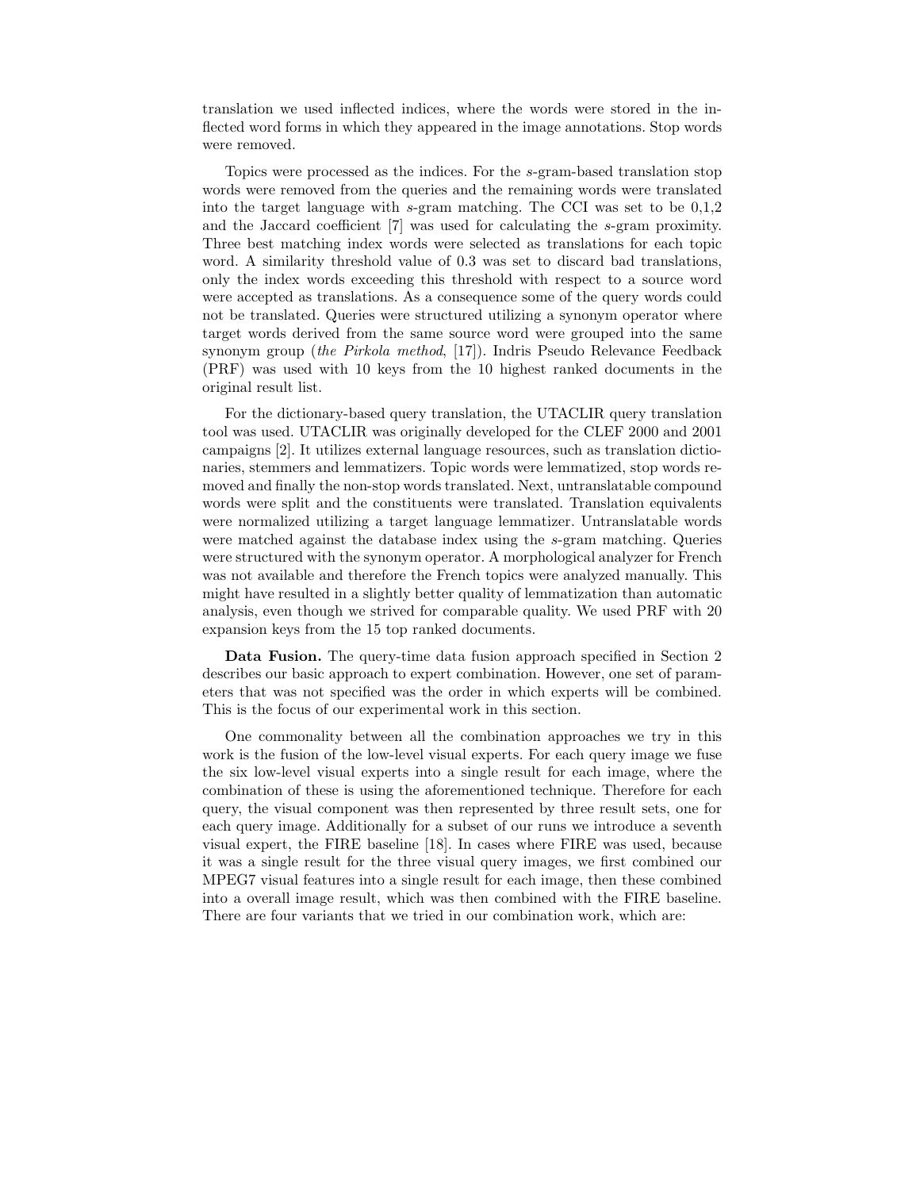translation we used inflected indices, where the words were stored in the inflected word forms in which they appeared in the image annotations. Stop words were removed.

Topics were processed as the indices. For the *s*-gram-based translation stop words were removed from the queries and the remaining words were translated into the target language with *s*-gram matching. The CCI was set to be 0,1,2 and the Jaccard coefficient [7] was used for calculating the *s*-gram proximity. Three best matching index words were selected as translations for each topic word. A similarity threshold value of 0.3 was set to discard bad translations, only the index words exceeding this threshold with respect to a source word were accepted as translations. As a consequence some of the query words could not be translated. Queries were structured utilizing a synonym operator where target words derived from the same source word were grouped into the same synonym group (*the Pirkola method*, [17]). Indris Pseudo Relevance Feedback (PRF) was used with 10 keys from the 10 highest ranked documents in the original result list.

For the dictionary-based query translation, the UTACLIR query translation tool was used. UTACLIR was originally developed for the CLEF 2000 and 2001 campaigns [2]. It utilizes external language resources, such as translation dictionaries, stemmers and lemmatizers. Topic words were lemmatized, stop words removed and finally the non-stop words translated. Next, untranslatable compound words were split and the constituents were translated. Translation equivalents were normalized utilizing a target language lemmatizer. Untranslatable words were matched against the database index using the *s*-gram matching. Queries were structured with the synonym operator. A morphological analyzer for French was not available and therefore the French topics were analyzed manually. This might have resulted in a slightly better quality of lemmatization than automatic analysis, even though we strived for comparable quality. We used PRF with 20 expansion keys from the 15 top ranked documents.

**Data Fusion.** The query-time data fusion approach specified in Section 2 describes our basic approach to expert combination. However, one set of parameters that was not specified was the order in which experts will be combined. This is the focus of our experimental work in this section.

One commonality between all the combination approaches we try in this work is the fusion of the low-level visual experts. For each query image we fuse the six low-level visual experts into a single result for each image, where the combination of these is using the aforementioned technique. Therefore for each query, the visual component was then represented by three result sets, one for each query image. Additionally for a subset of our runs we introduce a seventh visual expert, the FIRE baseline [18]. In cases where FIRE was used, because it was a single result for the three visual query images, we first combined our MPEG7 visual features into a single result for each image, then these combined into a overall image result, which was then combined with the FIRE baseline. There are four variants that we tried in our combination work, which are: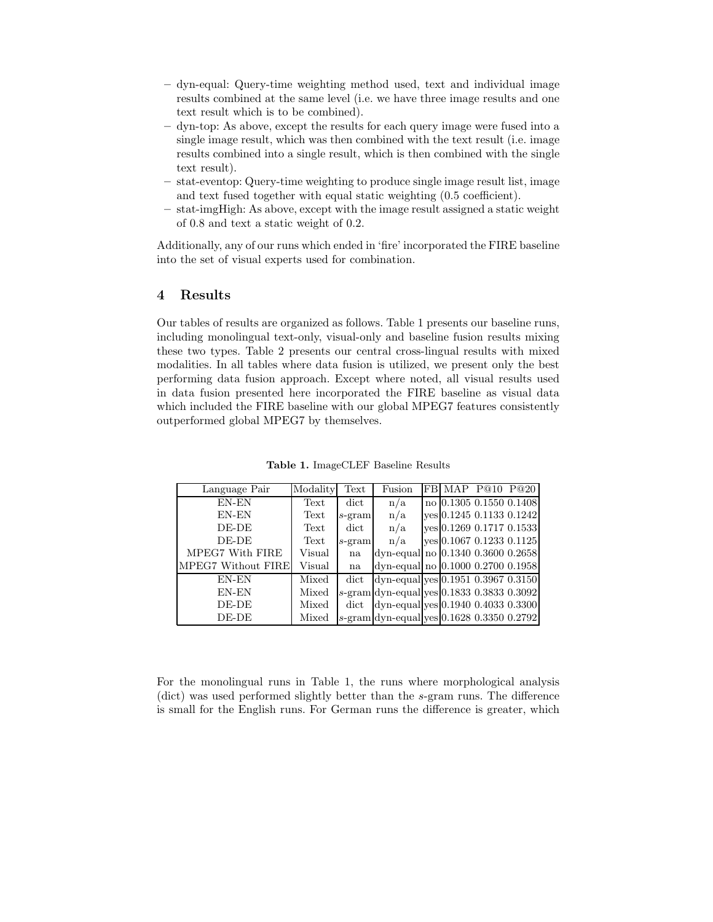– dyn-equal: Query-time weighting method used, text and individual image results combined at the same level (i.e. we have three image results and one text result which is to be combined).
– dyn-top: As above, except the results for each query image were fused into a single image result, which was then combined with the text result (i.e. image results combined into a single result, which is then combined with the single text result).
– stat-eventop: Query-time weighting to produce single image result list, image and text fused together with equal static weighting (0.5 coefficient).
– stat-imgHigh: As above, except with the image result assigned a static weight of 0.8 and text a static weight of 0.2.

Additionally, any of our runs which ended in 'fire' incorporated the FIRE baseline into the set of visual experts used for combination.

## 4 Results

Our tables of results are organized as follows. Table 1 presents our baseline runs, including monolingual text-only, visual-only and baseline fusion results mixing these two types. Table 2 presents our central cross-lingual results with mixed modalities. In all tables where data fusion is utilized, we present only the best performing data fusion approach. Except where noted, all visual results used in data fusion presented here incorporated the FIRE baseline as visual data which included the FIRE baseline with our global MPEG7 features consistently outperformed global MPEG7 by themselves.

**Table 1.** ImageCLEF Baseline Results

| Language Pair | Modality | Text | Fusion | FB | MAP | P@10 | P@20 |
|---|---|---|---|---|---|---|---|
| EN-EN | Text | dict | n/a | no | 0.1305 | 0.1550 | 0.1408 |
| EN-EN | Text | *s*-gram | n/a | yes | 0.1245 | 0.1133 | 0.1242 |
| DE-DE | Text | dict | n/a | yes | 0.1269 | 0.1717 | 0.1533 |
| DE-DE | Text | *s*-gram | n/a | yes | 0.1067 | 0.1233 | 0.1125 |
| MPEG7 With FIRE | Visual | na | dyn-equal | no | 0.1340 | 0.3600 | 0.2658 |
| MPEG7 Without FIRE | Visual | na | dyn-equal | no | 0.1000 | 0.2700 | 0.1958 |
| EN-EN | Mixed | dict | dyn-equal | yes | 0.1951 | 0.3967 | 0.3150 |
| EN-EN | Mixed | *s*-gram | dyn-equal | yes | 0.1833 | 0.3833 | 0.3092 |
| DE-DE | Mixed | dict | dyn-equal | yes | 0.1940 | 0.4033 | 0.3300 |
| DE-DE | Mixed | *s*-gram | dyn-equal | yes | 0.1628 | 0.3350 | 0.2792 |

For the monolingual runs in Table 1, the runs where morphological analysis (dict) was used performed slightly better than the *s*-gram runs. The difference is small for the English runs. For German runs the difference is greater, which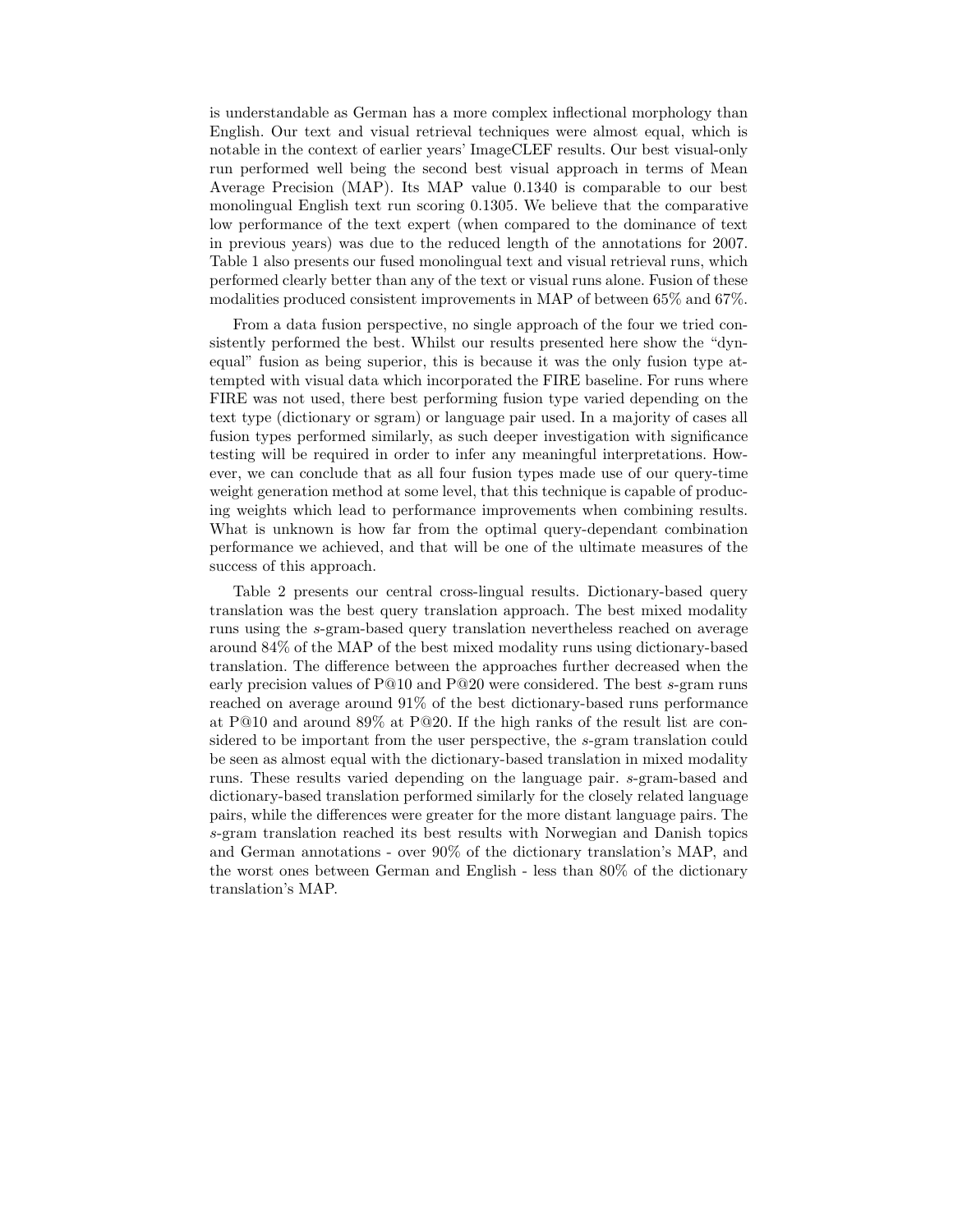is understandable as German has a more complex inflectional morphology than English. Our text and visual retrieval techniques were almost equal, which is notable in the context of earlier years' ImageCLEF results. Our best visual-only run performed well being the second best visual approach in terms of Mean Average Precision (MAP). Its MAP value 0.1340 is comparable to our best monolingual English text run scoring 0.1305. We believe that the comparative low performance of the text expert (when compared to the dominance of text in previous years) was due to the reduced length of the annotations for 2007. Table 1 also presents our fused monolingual text and visual retrieval runs, which performed clearly better than any of the text or visual runs alone. Fusion of these modalities produced consistent improvements in MAP of between 65% and 67%.

From a data fusion perspective, no single approach of the four we tried consistently performed the best. Whilst our results presented here show the "dyn-equal" fusion as being superior, this is because it was the only fusion type attempted with visual data which incorporated the FIRE baseline. For runs where FIRE was not used, there best performing fusion type varied depending on the text type (dictionary or sgram) or language pair used. In a majority of cases all fusion types performed similarly, as such deeper investigation with significance testing will be required in order to infer any meaningful interpretations. However, we can conclude that as all four fusion types made use of our query-time weight generation method at some level, that this technique is capable of producing weights which lead to performance improvements when combining results. What is unknown is how far from the optimal query-dependant combination performance we achieved, and that will be one of the ultimate measures of the success of this approach.

Table 2 presents our central cross-lingual results. Dictionary-based query translation was the best query translation approach. The best mixed modality runs using the *s*-gram-based query translation nevertheless reached on average around 84% of the MAP of the best mixed modality runs using dictionary-based translation. The difference between the approaches further decreased when the early precision values of P@10 and P@20 were considered. The best *s*-gram runs reached on average around 91% of the best dictionary-based runs performance at P@10 and around 89% at P@20. If the high ranks of the result list are considered to be important from the user perspective, the *s*-gram translation could be seen as almost equal with the dictionary-based translation in mixed modality runs. These results varied depending on the language pair. *s*-gram-based and dictionary-based translation performed similarly for the closely related language pairs, while the differences were greater for the more distant language pairs. The *s*-gram translation reached its best results with Norwegian and Danish topics and German annotations - over 90% of the dictionary translation's MAP, and the worst ones between German and English - less than 80% of the dictionary translation's MAP.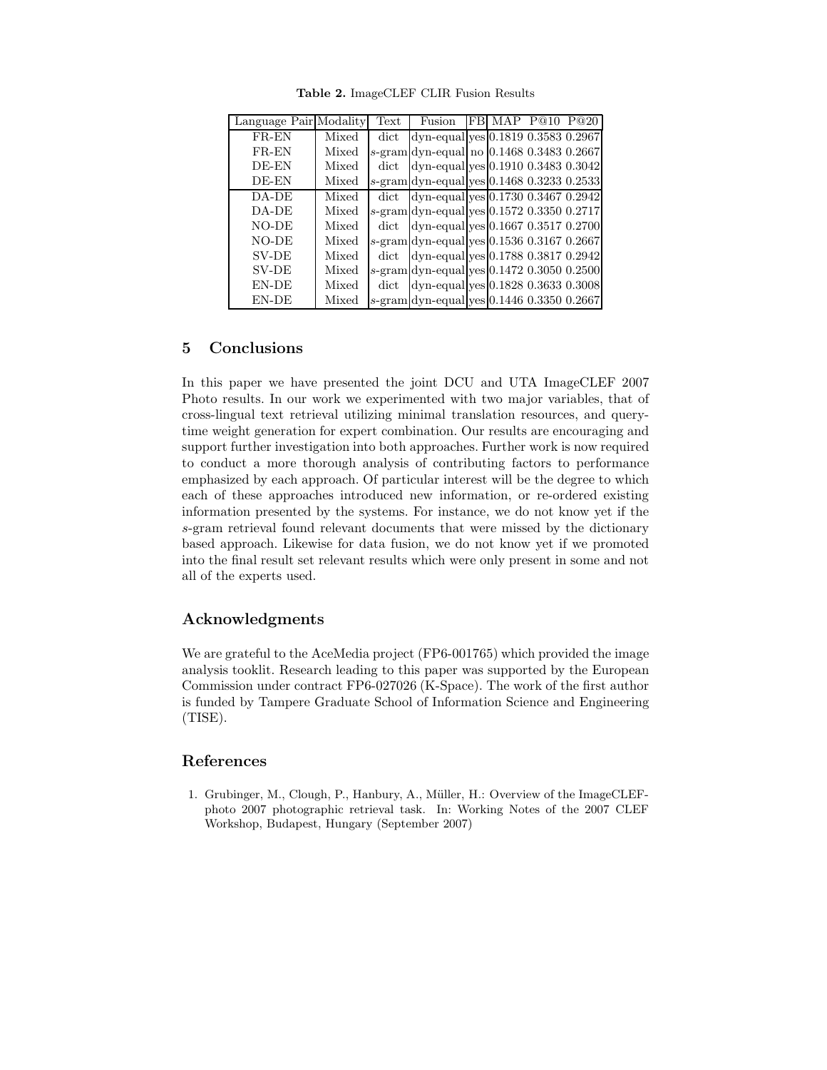**Table 2.** ImageCLEF CLIR Fusion Results

| Language Pair | Modality | Text | Fusion | FB | MAP | P@10 | P@20 |
|---|---|---|---|---|---|---|---|
| FR-EN | Mixed | dict | dyn-equal | yes | 0.1819 | 0.3583 | 0.2967 |
| FR-EN | Mixed | *s*-gram | dyn-equal | no | 0.1468 | 0.3483 | 0.2667 |
| DE-EN | Mixed | dict | dyn-equal | yes | 0.1910 | 0.3483 | 0.3042 |
| DE-EN | Mixed | *s*-gram | dyn-equal | yes | 0.1468 | 0.3233 | 0.2533 |
| DA-DE | Mixed | dict | dyn-equal | yes | 0.1730 | 0.3467 | 0.2942 |
| DA-DE | Mixed | *s*-gram | dyn-equal | yes | 0.1572 | 0.3350 | 0.2717 |
| NO-DE | Mixed | dict | dyn-equal | yes | 0.1667 | 0.3517 | 0.2700 |
| NO-DE | Mixed | *s*-gram | dyn-equal | yes | 0.1536 | 0.3167 | 0.2667 |
| SV-DE | Mixed | dict | dyn-equal | yes | 0.1788 | 0.3817 | 0.2942 |
| SV-DE | Mixed | *s*-gram | dyn-equal | yes | 0.1472 | 0.3050 | 0.2500 |
| EN-DE | Mixed | dict | dyn-equal | yes | 0.1828 | 0.3633 | 0.3008 |
| EN-DE | Mixed | *s*-gram | dyn-equal | yes | 0.1446 | 0.3350 | 0.2667 |

## 5 Conclusions

In this paper we have presented the joint DCU and UTA ImageCLEF 2007 Photo results. In our work we experimented with two major variables, that of cross-lingual text retrieval utilizing minimal translation resources, and query-time weight generation for expert combination. Our results are encouraging and support further investigation into both approaches. Further work is now required to conduct a more thorough analysis of contributing factors to performance emphasized by each approach. Of particular interest will be the degree to which each of these approaches introduced new information, or re-ordered existing information presented by the systems. For instance, we do not know yet if the *s*-gram retrieval found relevant documents that were missed by the dictionary based approach. Likewise for data fusion, we do not know yet if we promoted into the final result set relevant results which were only present in some and not all of the experts used.

## Acknowledgments

We are grateful to the AceMedia project (FP6-001765) which provided the image analysis tooklit. Research leading to this paper was supported by the European Commission under contract FP6-027026 (K-Space). The work of the first author is funded by Tampere Graduate School of Information Science and Engineering (TISE).

## References

1. Grubinger, M., Clough, P., Hanbury, A., Müller, H.: Overview of the ImageCLEF-photo 2007 photographic retrieval task. In: Working Notes of the 2007 CLEF Workshop, Budapest, Hungary (September 2007)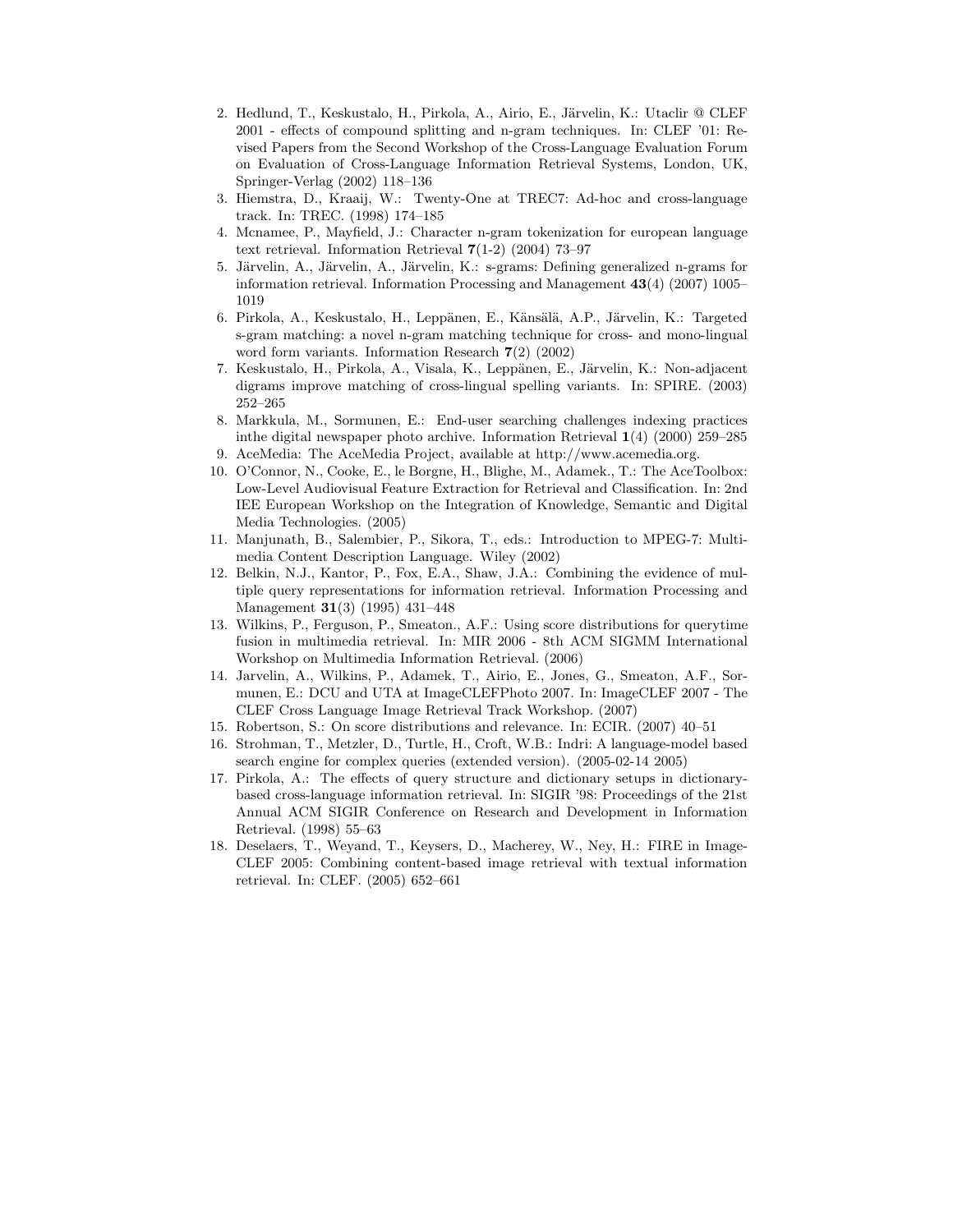2. Hedlund, T., Keskustalo, H., Pirkola, A., Airio, E., Järvelin, K.: Utaclir @ CLEF 2001 - effects of compound splitting and n-gram techniques. In: CLEF '01: Revised Papers from the Second Workshop of the Cross-Language Evaluation Forum on Evaluation of Cross-Language Information Retrieval Systems, London, UK, Springer-Verlag (2002) 118–136
3. Hiemstra, D., Kraaij, W.: Twenty-One at TREC7: Ad-hoc and cross-language track. In: TREC. (1998) 174–185
4. Mcnamee, P., Mayfield, J.: Character n-gram tokenization for european language text retrieval. Information Retrieval **7**(1-2) (2004) 73–97
5. Järvelin, A., Järvelin, A., Järvelin, K.: s-grams: Defining generalized n-grams for information retrieval. Information Processing and Management **43**(4) (2007) 1005–1019
6. Pirkola, A., Keskustalo, H., Leppänen, E., Känsälä, A.P., Järvelin, K.: Targeted s-gram matching: a novel n-gram matching technique for cross- and mono-lingual word form variants. Information Research **7**(2) (2002)
7. Keskustalo, H., Pirkola, A., Visala, K., Leppänen, E., Järvelin, K.: Non-adjacent digrams improve matching of cross-lingual spelling variants. In: SPIRE. (2003) 252–265
8. Markkula, M., Sormunen, E.: End-user searching challenges indexing practices inthe digital newspaper photo archive. Information Retrieval **1**(4) (2000) 259–285
9. AceMedia: The AceMedia Project, available at http://www.acemedia.org.
10. O'Connor, N., Cooke, E., le Borgne, H., Blighe, M., Adamek., T.: The AceToolbox: Low-Level Audiovisual Feature Extraction for Retrieval and Classification. In: 2nd IEE European Workshop on the Integration of Knowledge, Semantic and Digital Media Technologies. (2005)
11. Manjunath, B., Salembier, P., Sikora, T., eds.: Introduction to MPEG-7: Multimedia Content Description Language. Wiley (2002)
12. Belkin, N.J., Kantor, P., Fox, E.A., Shaw, J.A.: Combining the evidence of multiple query representations for information retrieval. Information Processing and Management **31**(3) (1995) 431–448
13. Wilkins, P., Ferguson, P., Smeaton., A.F.: Using score distributions for querytime fusion in multimedia retrieval. In: MIR 2006 - 8th ACM SIGMM International Workshop on Multimedia Information Retrieval. (2006)
14. Jarvelin, A., Wilkins, P., Adamek, T., Airio, E., Jones, G., Smeaton, A.F., Sormunen, E.: DCU and UTA at ImageCLEFPhoto 2007. In: ImageCLEF 2007 - The CLEF Cross Language Image Retrieval Track Workshop. (2007)
15. Robertson, S.: On score distributions and relevance. In: ECIR. (2007) 40–51
16. Strohman, T., Metzler, D., Turtle, H., Croft, W.B.: Indri: A language-model based search engine for complex queries (extended version). (2005-02-14 2005)
17. Pirkola, A.: The effects of query structure and dictionary setups in dictionary-based cross-language information retrieval. In: SIGIR '98: Proceedings of the 21st Annual ACM SIGIR Conference on Research and Development in Information Retrieval. (1998) 55–63
18. Deselaers, T., Weyand, T., Keysers, D., Macherey, W., Ney, H.: FIRE in ImageCLEF 2005: Combining content-based image retrieval with textual information retrieval. In: CLEF. (2005) 652–661